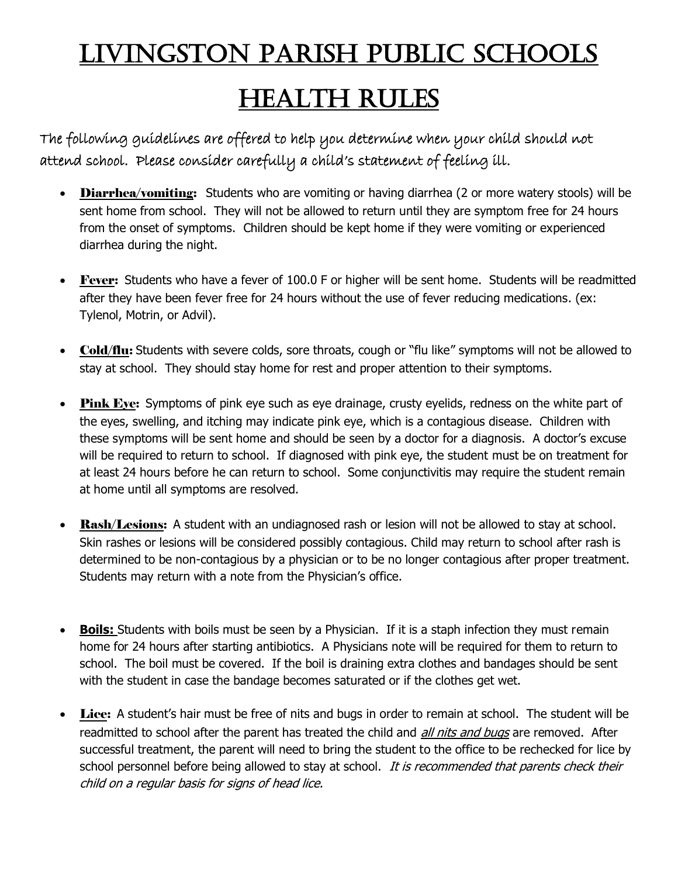# Livingston Parish Public Schools

# Health Rules

The following guidelines are offered to help you determine when your child should not attend school. Please consider carefully a child's statement of feeling ill.

- **Diarrhea/vomiting:** Students who are vomiting or having diarrhea (2 or more watery stools) will be sent home from school. They will not be allowed to return until they are symptom free for 24 hours from the onset of symptoms. Children should be kept home if they were vomiting or experienced diarrhea during the night.

- **Fever:** Students who have a fever of 100.0 F or higher will be sent home. Students will be readmitted after they have been fever free for 24 hours without the use of fever reducing medications. (ex: Tylenol, Motrin, or Advil).

- **Cold/flu:** Students with severe colds, sore throats, cough or "flu like" symptoms will not be allowed to stay at school. They should stay home for rest and proper attention to their symptoms.

- **Pink Eye:** Symptoms of pink eye such as eye drainage, crusty eyelids, redness on the white part of the eyes, swelling, and itching may indicate pink eye, which is a contagious disease. Children with these symptoms will be sent home and should be seen by a doctor for a diagnosis. A doctor's excuse will be required to return to school. If diagnosed with pink eye, the student must be on treatment for at least 24 hours before he can return to school. Some conjunctivitis may require the student remain at home until all symptoms are resolved.

- **Rash/Lesions:** A student with an undiagnosed rash or lesion will not be allowed to stay at school. Skin rashes or lesions will be considered possibly contagious. Child may return to school after rash is determined to be non-contagious by a physician or to be no longer contagious after proper treatment. Students may return with a note from the Physician's office.

- **Boils:** Students with boils must be seen by a Physician. If it is a staph infection they must remain home for 24 hours after starting antibiotics. A Physicians note will be required for them to return to school. The boil must be covered. If the boil is draining extra clothes and bandages should be sent with the student in case the bandage becomes saturated or if the clothes get wet.

- **Lice:** A student's hair must be free of nits and bugs in order to remain at school. The student will be readmitted to school after the parent has treated the child and ***all nits and bugs*** are removed. After successful treatment, the parent will need to bring the student to the office to be rechecked for lice by school personnel before being allowed to stay at school. *It is recommended that parents check their child on a regular basis for signs of head lice.*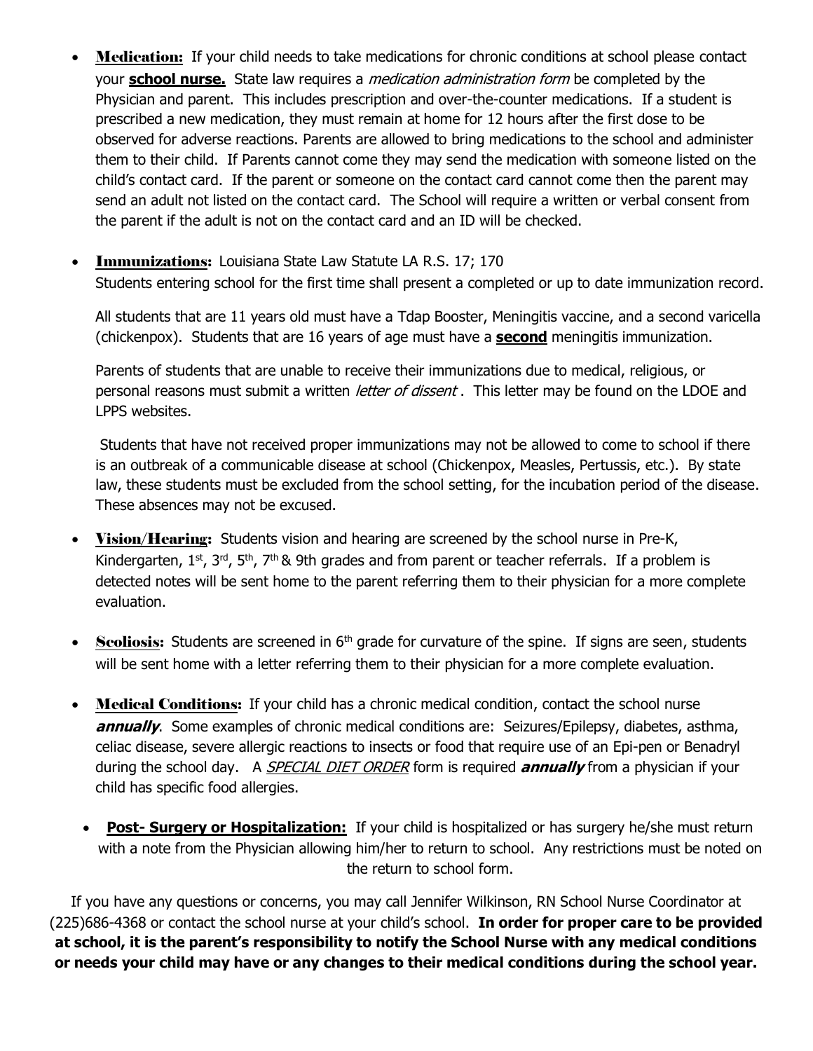- **Medication:** If your child needs to take medications for chronic conditions at school please contact your **school nurse.** State law requires a *medication administration form* be completed by the Physician and parent. This includes prescription and over-the-counter medications. If a student is prescribed a new medication, they must remain at home for 12 hours after the first dose to be observed for adverse reactions. Parents are allowed to bring medications to the school and administer them to their child. If Parents cannot come they may send the medication with someone listed on the child's contact card. If the parent or someone on the contact card cannot come then the parent may send an adult not listed on the contact card. The School will require a written or verbal consent from the parent if the adult is not on the contact card and an ID will be checked.

- **Immunizations:** Louisiana State Law Statute LA R.S. 17; 170
  Students entering school for the first time shall present a completed or up to date immunization record.

  All students that are 11 years old must have a Tdap Booster, Meningitis vaccine, and a second varicella (chickenpox). Students that are 16 years of age must have a **second** meningitis immunization.

  Parents of students that are unable to receive their immunizations due to medical, religious, or personal reasons must submit a written *letter of dissent* . This letter may be found on the LDOE and LPPS websites.

  Students that have not received proper immunizations may not be allowed to come to school if there is an outbreak of a communicable disease at school (Chickenpox, Measles, Pertussis, etc.). By state law, these students must be excluded from the school setting, for the incubation period of the disease. These absences may not be excused.

- **Vision/Hearing:** Students vision and hearing are screened by the school nurse in Pre-K, Kindergarten, 1st, 3rd, 5th, 7th & 9th grades and from parent or teacher referrals. If a problem is detected notes will be sent home to the parent referring them to their physician for a more complete evaluation.

- **Scoliosis:** Students are screened in 6th grade for curvature of the spine. If signs are seen, students will be sent home with a letter referring them to their physician for a more complete evaluation.

- **Medical Conditions:** If your child has a chronic medical condition, contact the school nurse ***annually***. Some examples of chronic medical conditions are: Seizures/Epilepsy, diabetes, asthma, celiac disease, severe allergic reactions to insects or food that require use of an Epi-pen or Benadryl during the school day. A *SPECIAL DIET ORDER* form is required ***annually*** from a physician if your child has specific food allergies.

- **Post- Surgery or Hospitalization:** If your child is hospitalized or has surgery he/she must return with a note from the Physician allowing him/her to return to school. Any restrictions must be noted on the return to school form.

If you have any questions or concerns, you may call Jennifer Wilkinson, RN School Nurse Coordinator at (225)686-4368 or contact the school nurse at your child's school. **In order for proper care to be provided at school, it is the parent's responsibility to notify the School Nurse with any medical conditions or needs your child may have or any changes to their medical conditions during the school year.**